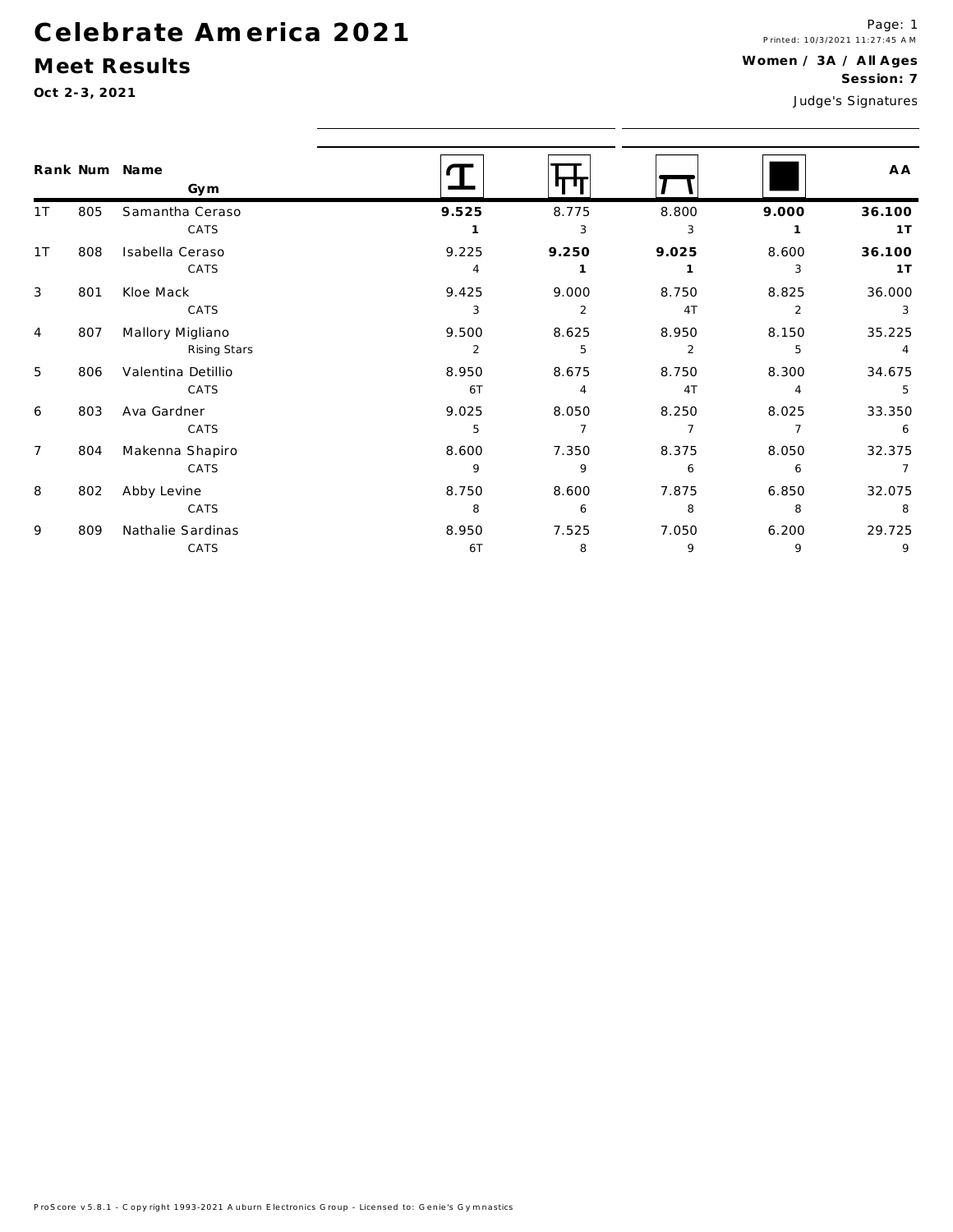# Celebrate America 2021

## Meet Results

**Oct 2-3, 2021**

Printed: 10/3/2021 11:27:45 AM

**Women / 3A / All Ages**
**Session: 7**

Judge's Signatures

| Rank | Num | Name / Gym | Vault | Bars | Beam | Floor | AA |
|---|---|---|---|---|---|---|---|
| 1T | 805 | Samantha Ceraso | **9.525** | 8.775 | 8.800 | **9.000** | **36.100** |
| | | CATS | **1** | 3 | 3 | **1** | **1T** |
| 1T | 808 | Isabella Ceraso | 9.225 | **9.250** | **9.025** | 8.600 | **36.100** |
| | | CATS | 4 | **1** | **1** | 3 | **1T** |
| 3 | 801 | Kloe Mack | 9.425 | 9.000 | 8.750 | 8.825 | 36.000 |
| | | CATS | 3 | 2 | 4T | 2 | 3 |
| 4 | 807 | Mallory Migliano | 9.500 | 8.625 | 8.950 | 8.150 | 35.225 |
| | | Rising Stars | 2 | 5 | 2 | 5 | 4 |
| 5 | 806 | Valentina Detillio | 8.950 | 8.675 | 8.750 | 8.300 | 34.675 |
| | | CATS | 6T | 4 | 4T | 4 | 5 |
| 6 | 803 | Ava Gardner | 9.025 | 8.050 | 8.250 | 8.025 | 33.350 |
| | | CATS | 5 | 7 | 7 | 7 | 6 |
| 7 | 804 | Makenna Shapiro | 8.600 | 7.350 | 8.375 | 8.050 | 32.375 |
| | | CATS | 9 | 9 | 6 | 6 | 7 |
| 8 | 802 | Abby Levine | 8.750 | 8.600 | 7.875 | 6.850 | 32.075 |
| | | CATS | 8 | 6 | 8 | 8 | 8 |
| 9 | 809 | Nathalie Sardinas | 8.950 | 7.525 | 7.050 | 6.200 | 29.725 |
| | | CATS | 6T | 8 | 9 | 9 | 9 |

ProScore v5.8.1 - Copyright 1993-2021 Auburn Electronics Group - Licensed to: Genie's Gymnastics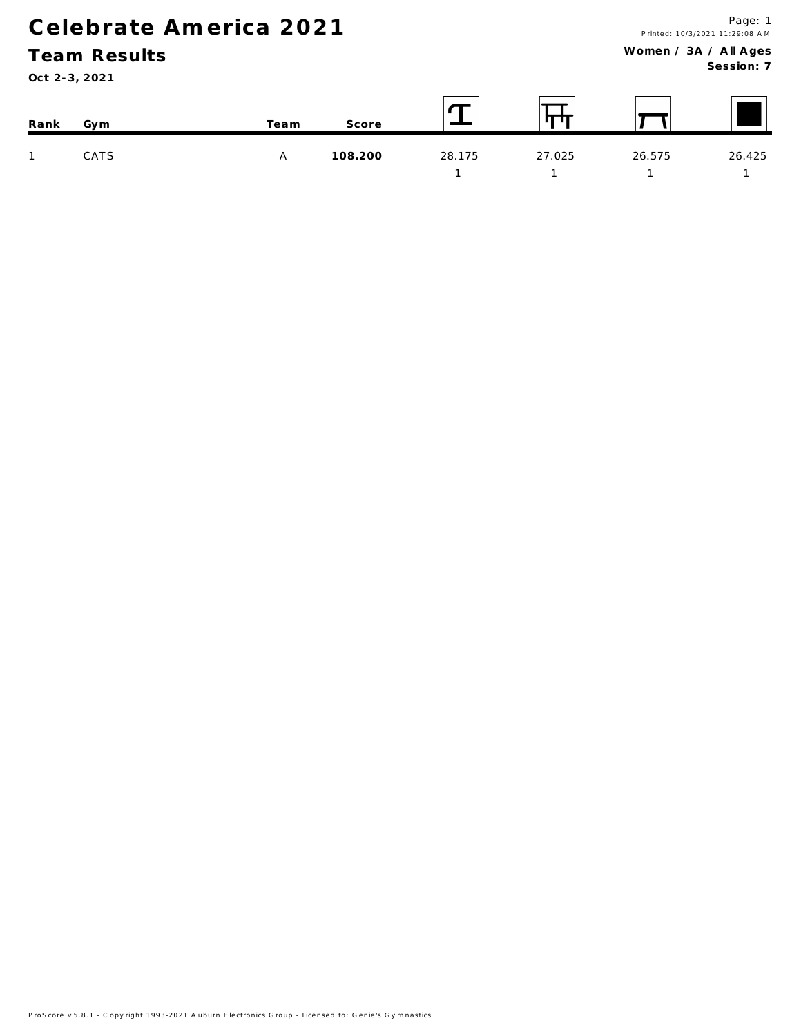# Celebrate America 2021

## Team Results

**Oct 2-3, 2021**

Printed: 10/3/2021 11:29:08 AM

**Women / 3A / All Ages**
**Session: 7**

| Rank | Gym | Team | Score | Vault | Bars | Beam | Floor |
|---|---|---|---|---|---|---|---|
| 1 | CATS | A | **108.200** | 28.175 | 27.025 | 26.575 | 26.425 |
| | | | | 1 | 1 | 1 | 1 |

ProScore v5.8.1 - Copyright 1993-2021 Auburn Electronics Group - Licensed to: Genie's Gymnastics